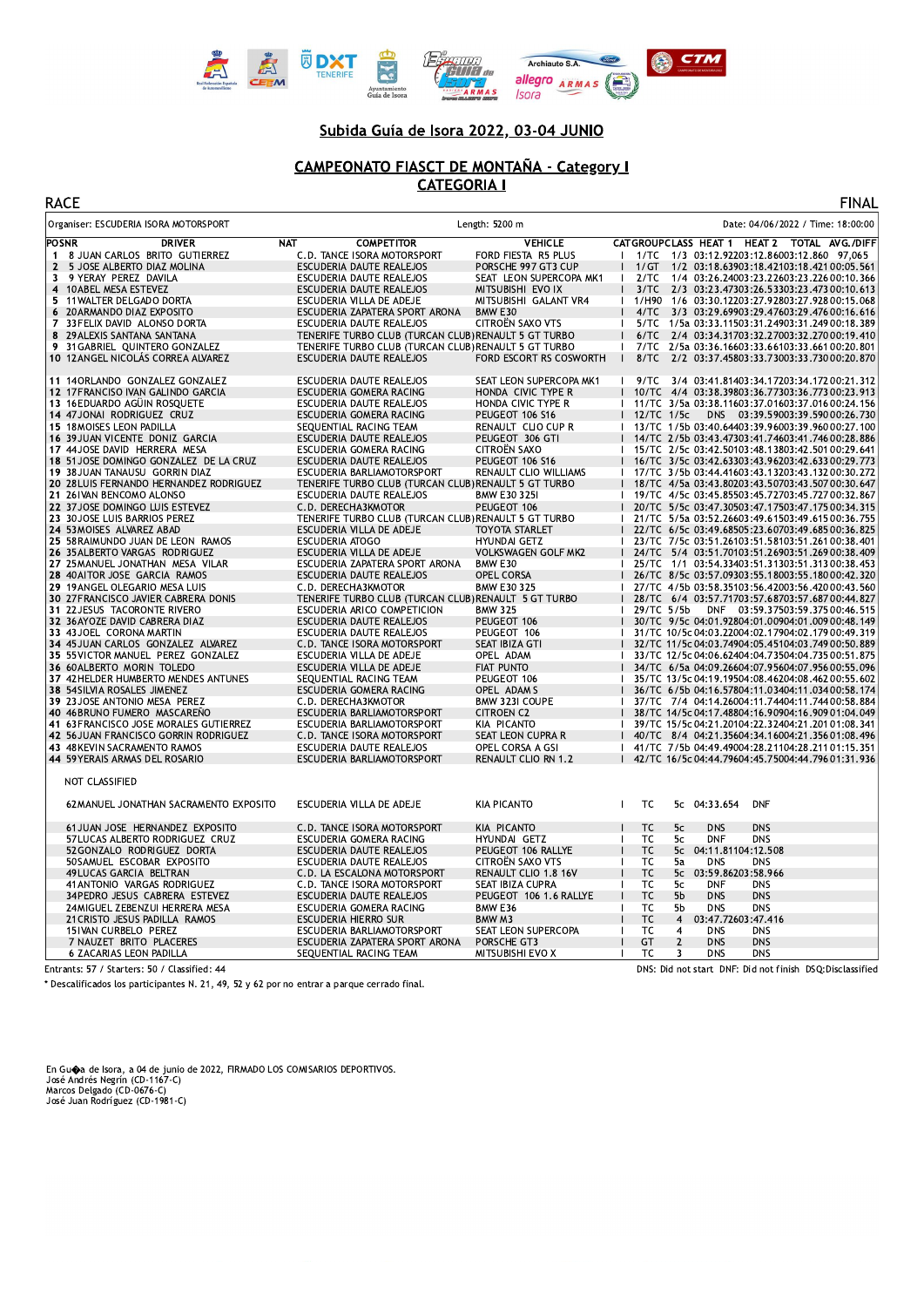## Subida Guía de Isora 2022, 03-04 JUNIO

## CAMPEONATO FIASCT DE MONTAÑA - Category I
## CATEGORIA I

**RACE** **FINAL**

Organiser: ESCUDERIA ISORA MOTORSPORT — Length: 5200 m — Date: 04/06/2022 / Time: 18:00:00

| POS | NR | DRIVER | NAT | COMPETITOR | VEHICLE | CAT | GROUP | CLASS | HEAT 1 | HEAT 2 | TOTAL | AVG./DIFF |
|---|---|---|---|---|---|---|---|---|---|---|---|---|
| 1 | 8 | JUAN CARLOS BRITO GUTIERREZ | | C.D. TANCE ISORA MOTORSPORT | FORD FIESTA R5 PLUS | I | 1/TC | 1/3 | 03:12.922 | 03:12.860 | 03:12.860 | 97,065 |
| 2 | 5 | JOSE ALBERTO DIAZ MOLINA | | ESCUDERIA DAUTE REALEJOS | PORSCHE 997 GT3 CUP | I | 1/GT | 1/2 | 03:18.639 | 03:18.421 | 03:18.421 | 00:05.561 |
| 3 | 9 | YERAY PEREZ DAVILA | | ESCUDERIA DAUTE REALEJOS | SEAT LEON SUPERCOPA MK1 | I | 2/TC | 1/4 | 03:26.240 | 03:23.226 | 03:23.226 | 00:10.366 |
| 4 | 10 | ABEL MESA ESTEVEZ | | ESCUDERIA DAUTE REALEJOS | MITSUBISHI EVO IX | I | 3/TC | 2/3 | 03:23.473 | 03:26.533 | 03:23.473 | 00:10.613 |
| 5 | 11 | WALTER DELGADO DORTA | | ESCUDERIA VILLA DE ADEJE | MITSUBISHI GALANT VR4 | I | 1/H90 | 1/6 | 03:30.122 | 03:27.928 | 03:27.928 | 00:15.068 |
| 6 | 20 | ARMANDO DIAZ EXPOSITO | | ESCUDERIA ZAPATERA SPORT ARONA | BMW E30 | I | 4/TC | 3/3 | 03:29.699 | 03:29.476 | 03:29.476 | 00:16.616 |
| 7 | 33 | FELIX DAVID ALONSO DORTA | | ESCUDERIA DAUTE REALEJOS | CITROËN SAXO VTS | I | 5/TC | 1/5a | 03:33.115 | 03:31.249 | 03:31.249 | 00:18.389 |
| 8 | 29 | ALEXIS SANTANA SANTANA | | TENERIFE TURBO CLUB (TURCAN CLUB) | RENAULT 5 GT TURBO | I | 6/TC | 2/4 | 03:34.317 | 03:32.270 | 03:32.270 | 00:19.410 |
| 9 | 31 | GABRIEL QUINTERO GONZALEZ | | TENERIFE TURBO CLUB (TURCAN CLUB) | RENAULT 5 GT TURBO | I | 7/TC | 2/5a | 03:36.166 | 03:33.661 | 03:33.661 | 00:20.801 |
| 10 | 12 | ANGEL NICOLÁS CORREA ALVAREZ | | ESCUDERIA DAUTE REALEJOS | FORD ESCORT RS COSWORTH | I | 8/TC | 2/2 | 03:37.458 | 03:33.730 | 03:33.730 | 00:20.870 |
| 11 | 14 | ORLANDO GONZALEZ GONZALEZ | | ESCUDERIA DAUTE REALEJOS | SEAT LEON SUPERCOPA MK1 | I | 9/TC | 3/4 | 03:41.814 | 03:34.172 | 03:34.172 | 00:21.312 |
| 12 | 17 | FRANCISO IVAN GALINDO GARCIA | | ESCUDERIA GOMERA RACING | HONDA CIVIC TYPE R | I | 10/TC | 4/4 | 03:38.398 | 03:36.773 | 03:36.773 | 00:23.913 |
| 13 | 16 | EDUARDO AGÜIN ROSQUETE | | ESCUDERIA DAUTE REALEJOS | HONDA CIVIC TYPE R | I | 11/TC | 3/5a | 03:38.116 | 03:37.016 | 03:37.016 | 00:24.156 |
| 14 | 47 | JONAI RODRIGUEZ CRUZ | | ESCUDERIA GOMERA RACING | PEUGEOT 106 S16 | I | 12/TC | 1/5c | DNS | 03:39.590 | 03:39.590 | 00:26.730 |
| 15 | 18 | MOISES LEON PADILLA | | SEQUENTIAL RACING TEAM | RENAULT CLIO CUP R | I | 13/TC | 1/5b | 03:40.644 | 03:39.960 | 03:39.960 | 00:27.100 |
| 16 | 39 | JUAN VICENTE DONIZ GARCIA | | ESCUDERIA DAUTE REALEJOS | PEUGEOT 306 GTI | I | 14/TC | 2/5b | 03:43.473 | 03:41.746 | 03:41.746 | 00:28.886 |
| 17 | 44 | JOSE DAVID HERRERA MESA | | ESCUDERIA GOMERA RACING | CITROËN SAXO | I | 15/TC | 2/5c | 03:42.501 | 03:48.138 | 03:42.501 | 00:29.641 |
| 18 | 51 | JOSE DOMINGO GONZALEZ DE LA CRUZ | | ESCUDERIA DAUTE REALEJOS | PEUGEOT 106 S16 | I | 16/TC | 3/5c | 03:42.633 | 03:43.962 | 03:42.633 | 00:29.773 |
| 19 | 38 | JUAN TANAUSU GORRIN DIAZ | | ESCUDERIA BARLIAMOTORSPORT | RENAULT CLIO WILLIAMS | I | 17/TC | 3/5b | 03:44.416 | 03:43.132 | 03:43.132 | 00:30.272 |
| 20 | 28 | LUIS FERNANDO HERNANDEZ RODRIGUEZ | | TENERIFE TURBO CLUB (TURCAN CLUB) | RENAULT 5 GT TURBO | I | 18/TC | 4/5a | 03:43.802 | 03:43.507 | 03:43.507 | 00:30.647 |
| 21 | 26 | IVAN BENCOMO ALONSO | | ESCUDERIA DAUTE REALEJOS | BMW E30 325I | I | 19/TC | 4/5c | 03:45.855 | 03:45.727 | 03:45.727 | 00:32.867 |
| 22 | 37 | JOSE DOMINGO LUIS ESTEVEZ | | C.D. DERECHA3KMOTOR | PEUGEOT 106 | I | 20/TC | 5/5c | 03:47.305 | 03:47.175 | 03:47.175 | 00:34.315 |
| 23 | 30 | JOSE LUIS BARRIOS PEREZ | | TENERIFE TURBO CLUB (TURCAN CLUB) | RENAULT 5 GT TURBO | I | 21/TC | 5/5a | 03:52.266 | 03:49.615 | 03:49.615 | 00:36.755 |
| 24 | 53 | MOISES ALVAREZ ABAD | | ESCUDERIA VILLA DE ADEJE | TOYOTA STARLET | I | 22/TC | 6/5c | 03:49.685 | 06:23.607 | 03:49.685 | 00:36.825 |
| 25 | 58 | RAIMUNDO JUAN DE LEON RAMOS | | ESCUDERIA ATOGO | HYUNDAI GETZ | I | 23/TC | 7/5c | 03:51.261 | 03:51.581 | 03:51.261 | 00:38.401 |
| 26 | 35 | ALBERTO VARGAS RODRIGUEZ | | ESCUDERIA VILLA DE ADEJE | VOLKSWAGEN GOLF MK2 | I | 24/TC | 5/4 | 03:51.701 | 03:51.269 | 03:51.269 | 00:38.409 |
| 27 | 25 | MANUEL JONATHAN MESA VILAR | | ESCUDERIA ZAPATERA SPORT ARONA | BMW E30 | I | 25/TC | 1/1 | 03:54.334 | 03:51.313 | 03:51.313 | 00:38.453 |
| 28 | 40 | AITOR JOSE GARCIA RAMOS | | ESCUDERIA DAUTE REALEJOS | OPEL CORSA | I | 26/TC | 8/5c | 03:57.093 | 03:55.180 | 03:55.180 | 00:42.320 |
| 29 | 19 | ANGEL OLEGARIO MESA LUIS | | C.D. DERECHA3KMOTOR | BMW E30 325 | I | 27/TC | 4/5b | 03:58.351 | 03:56.420 | 03:56.420 | 00:43.560 |
| 30 | 27 | FRANCISCO JAVIER CABRERA DONIS | | TENERIFE TURBO CLUB (TURCAN CLUB) | RENAULT 5 GT TURBO | I | 28/TC | 6/4 | 03:57.717 | 03:57.687 | 03:57.687 | 00:44.827 |
| 31 | 22 | JESUS TACORONTE RIVERO | | ESCUDERIA ARICO COMPETICION | BMW 325 | I | 29/TC | 5/5b | DNF | 03:59.375 | 03:59.375 | 00:46.515 |
| 32 | 36 | AYOZE DAVID CABRERA DIAZ | | ESCUDERIA DAUTE REALEJOS | PEUGEOT 106 | I | 30/TC | 9/5c | 04:01.928 | 04:01.009 | 04:01.009 | 00:48.149 |
| 33 | 43 | JOEL CORONA MARTIN | | ESCUDERIA DAUTE REALEJOS | PEUGEOT 106 | I | 31/TC | 10/5c | 04:03.220 | 04:02.179 | 04:02.179 | 00:49.319 |
| 34 | 45 | JUAN CARLOS GONZALEZ ALVAREZ | | C.D. TANCE ISORA MOTORSPORT | SEAT IBIZA GTI | I | 32/TC | 11/5c | 04:03.749 | 04:05.451 | 04:03.749 | 00:50.889 |
| 35 | 55 | VICTOR MANUEL PEREZ GONZALEZ | | ESCUDERIA VILLA DE ADEJE | OPEL ADAM | I | 33/TC | 12/5c | 04:06.624 | 04:04.735 | 04:04.735 | 00:51.875 |
| 36 | 60 | ALBERTO MORIN TOLEDO | | ESCUDERIA VILLA DE ADEJE | FIAT PUNTO | I | 34/TC | 6/5a | 04:09.266 | 04:07.956 | 04:07.956 | 00:55.096 |
| 37 | 42 | HELDER HUMBERTO MENDES ANTUNES | | SEQUENTIAL RACING TEAM | PEUGEOT 106 | I | 35/TC | 13/5c | 04:19.195 | 04:08.462 | 04:08.462 | 00:55.602 |
| 38 | 54 | SILVIA ROSALES JIMENEZ | | ESCUDERIA GOMERA RACING | OPEL ADAM S | I | 36/TC | 6/5b | 04:16.578 | 04:11.034 | 04:11.034 | 00:58.174 |
| 39 | 23 | JOSE ANTONIO MESA PEREZ | | C.D. DERECHA3KMOTOR | BMW 323I COUPE | I | 37/TC | 7/4 | 04:14.260 | 04:11.744 | 04:11.744 | 00:58.884 |
| 40 | 46 | BRUNO FUMERO MASCAREÑO | | ESCUDERIA BARLIAMOTORSPORT | CITROEN C2 | I | 38/TC | 14/5c | 04:17.488 | 04:16.909 | 04:16.909 | 01:04.049 |
| 41 | 63 | FRANCISCO JOSE MORALES GUTIERREZ | | ESCUDERIA BARLIAMOTORSPORT | KIA PICANTO | I | 39/TC | 15/5c | 04:21.201 | 04:22.324 | 04:21.201 | 01:08.341 |
| 42 | 56 | JUAN FRANCISCO GORRIN RODRIGUEZ | | C.D. TANCE ISORA MOTORSPORT | SEAT LEON CUPRA R | I | 40/TC | 8/4 | 04:21.356 | 04:34.160 | 04:21.356 | 01:08.496 |
| 43 | 48 | KEVIN SACRAMENTO RAMOS | | ESCUDERIA DAUTE REALEJOS | OPEL CORSA A GSI | I | 41/TC | 7/5b | 04:49.490 | 04:28.211 | 04:28.211 | 01:15.351 |
| 44 | 59 | YERAIS ARMAS DEL ROSARIO | | ESCUDERIA BARLIAMOTORSPORT | RENAULT CLIO RN 1.2 | I | 42/TC | 16/5c | 04:44.796 | 04:45.750 | 04:44.796 | 01:31.936 |

**NOT CLASSIFIED**

| POS | NR | DRIVER | NAT | COMPETITOR | VEHICLE | CAT | GROUP | CLASS | HEAT 1 | HEAT 2 | TOTAL | AVG./DIFF |
|---|---|---|---|---|---|---|---|---|---|---|---|---|
| | 62 | MANUEL JONATHAN SACRAMENTO EXPOSITO | | ESCUDERIA VILLA DE ADEJE | KIA PICANTO | I | TC | 5c | 04:33.654 | DNF | | |
| | 61 | JUAN JOSE HERNANDEZ EXPOSITO | | C.D. TANCE ISORA MOTORSPORT | KIA PICANTO | I | TC | 5c | DNS | DNS | | |
| | 57 | LUCAS ALBERTO RODRIGUEZ CRUZ | | ESCUDERIA GOMERA RACING | HYUNDAI GETZ | I | TC | 5c | DNF | DNS | | |
| | 52 | GONZALO RODRIGUEZ DORTA | | ESCUDERIA DAUTE REALEJOS | PEUGEOT 106 RALLYE | I | TC | 5c | 04:11.811 | 04:12.508 | | |
| | 50 | SAMUEL ESCOBAR EXPOSITO | | ESCUDERIA DAUTE REALEJOS | CITROËN SAXO VTS | I | TC | 5a | DNS | DNS | | |
| | 49 | LUCAS GARCIA BELTRAN | | C.D. LA ESCALONA MOTORSPORT | RENAULT CLIO 1.8 16V | I | TC | 5c | 03:59.862 | 03:58.966 | | |
| | 41 | ANTONIO VARGAS RODRIGUEZ | | C.D. TANCE ISORA MOTORSPORT | SEAT IBIZA CUPRA | I | TC | 5c | DNF | DNS | | |
| | 34 | PEDRO JESUS CABRERA ESTEVEZ | | ESCUDERIA DAUTE REALEJOS | PEUGEOT 106 1.6 RALLYE | I | TC | 5b | DNS | DNS | | |
| | 24 | MIGUEL ZEBENZUI HERRERA MESA | | ESCUDERIA GOMERA RACING | BMW E36 | I | TC | 5b | DNS | DNS | | |
| | 21 | CRISTO JESUS PADILLA RAMOS | | ESCUDERIA HIERRO SUR | BMW M3 | I | TC | 4 | 03:47.726 | 03:47.416 | | |
| | 15 | IVAN CURBELO PEREZ | | ESCUDERIA BARLIAMOTORSPORT | SEAT LEON SUPERCOPA | I | TC | 4 | DNS | DNS | | |
| | 7 | NAUZET BRITO PLACERES | | ESCUDERIA ZAPATERA SPORT ARONA | PORSCHE GT3 | I | GT | 2 | DNS | DNS | | |
| | 6 | ZACARIAS LEON PADILLA | | SEQUENTIAL RACING TEAM | MITSUBISHI EVO X | I | TC | 3 | DNS | DNS | | |

Entrants: 57 / Starters: 50 / Classified: 44

DNS: Did not start DNF: Did not finish DSQ:Disclassified

* Descalificados los participantes N. 21, 49, 52 y 62 por no entrar a parque cerrado final.

En Gu�a de Isora, a 04 de junio de 2022, FIRMADO LOS COMISARIOS DEPORTIVOS.
José Andrés Negrín (CD-1167-C)
Marcos Delgado (CD-0676-C)
José Juan Rodríguez (CD-1981-C)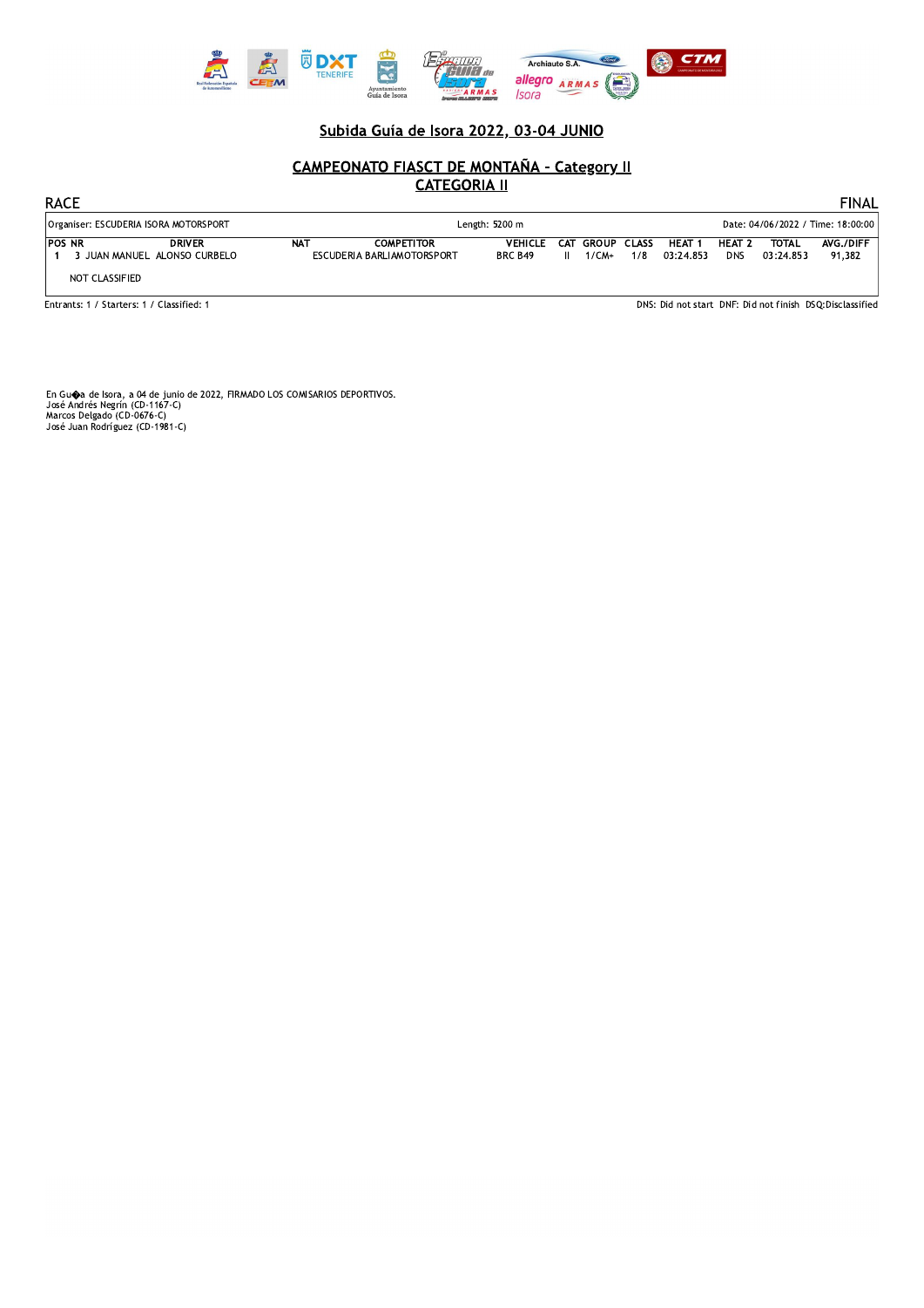## Subida Guía de Isora 2022, 03-04 JUNIO

## CAMPEONATO FIASCT DE MONTAÑA - Category II
## CATEGORIA II

RACE — FINAL

Organiser: ESCUDERIA ISORA MOTORSPORT | Length: 5200 m | Date: 04/06/2022 / Time: 18:00:00

| POS | NR | DRIVER | NAT | COMPETITOR | VEHICLE | CAT | GROUP | CLASS | HEAT 1 | HEAT 2 | TOTAL | AVG./DIFF |
|---|---|---|---|---|---|---|---|---|---|---|---|---|
| 1 | 3 | JUAN MANUEL ALONSO CURBELO | | ESCUDERIA BARLIAMOTORSPORT | BRC B49 | II | 1/CM+ | 1/8 | 03:24.853 | DNS | 03:24.853 | 91,382 |

NOT CLASSIFIED

Entrants: 1 / Starters: 1 / Classified: 1

DNS: Did not start DNF: Did not finish DSQ:Disclassified

En Gu�a de Isora, a 04 de junio de 2022, FIRMADO LOS COMISARIOS DEPORTIVOS.
José Andrés Negrín (CD-1167-C)
Marcos Delgado (CD-0676-C)
José Juan Rodríguez (CD-1981-C)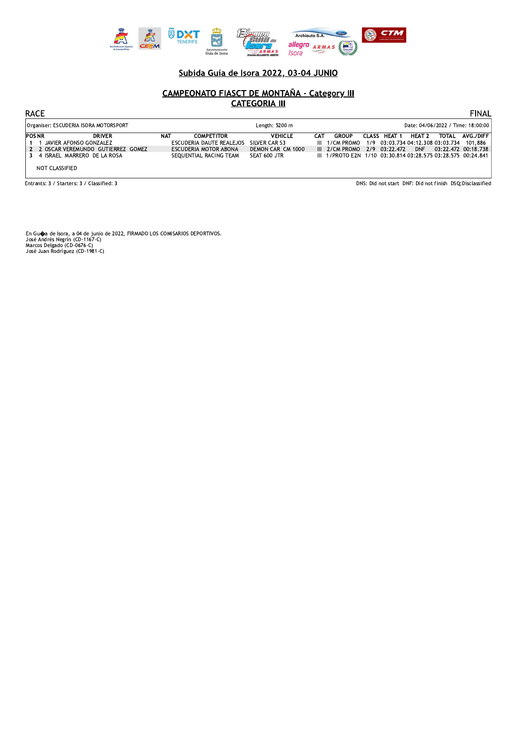## Subida Guía de Isora 2022, 03-04 JUNIO

## CAMPEONATO FIASCT DE MONTAÑA - Category III
## CATEGORIA III

RACE | FINAL

Organiser: ESCUDERIA ISORA MOTORSPORT | Length: 5200 m | Date: 04/06/2022 / Time: 18:00:00

| POS | NR | DRIVER | NAT | COMPETITOR | VEHICLE | CAT | GROUP | CLASS | HEAT 1 | HEAT 2 | TOTAL | AVG./DIFF |
|---|---|---|---|---|---|---|---|---|---|---|---|---|
| 1 | 1 | JAVIER AFONSO GONZALEZ | | ESCUDERIA DAUTE REALEJOS | SILVER CAR S3 | III | 1/CM PROMO | 1/9 | 03:03.734 | 04:12.308 | 03:03.734 | 101,886 |
| 2 | 2 | OSCAR VEREMUNDO GUTIERREZ GOMEZ | | ESCUDERIA MOTOR ABONA | DEMON CAR CM 1000 | III | 2/CM PROMO | 2/9 | 03:22.472 | DNF | 03:22.472 | 00:18.738 |
| 3 | 4 | ISRAEL MARRERO DE LA ROSA | | SEQUENTIAL RACING TEAM | SEAT 600 JTR | III | 1/PROTO E2N | 1/10 | 03:30.814 | 03:28.575 | 03:28.575 | 00:24.841 |

NOT CLASSIFIED

Entrants: 3 / Starters: 3 / Classified: 3

DNS: Did not start DNF: Did not finish DSQ:Disclassified

En Gu�a de Isora, a 04 de junio de 2022, FIRMADO LOS COMISARIOS DEPORTIVOS.
José Andrés Negrín (CD-1167-C)
Marcos Delgado (CD-0676-C)
José Juan Rodríguez (CD-1981-C)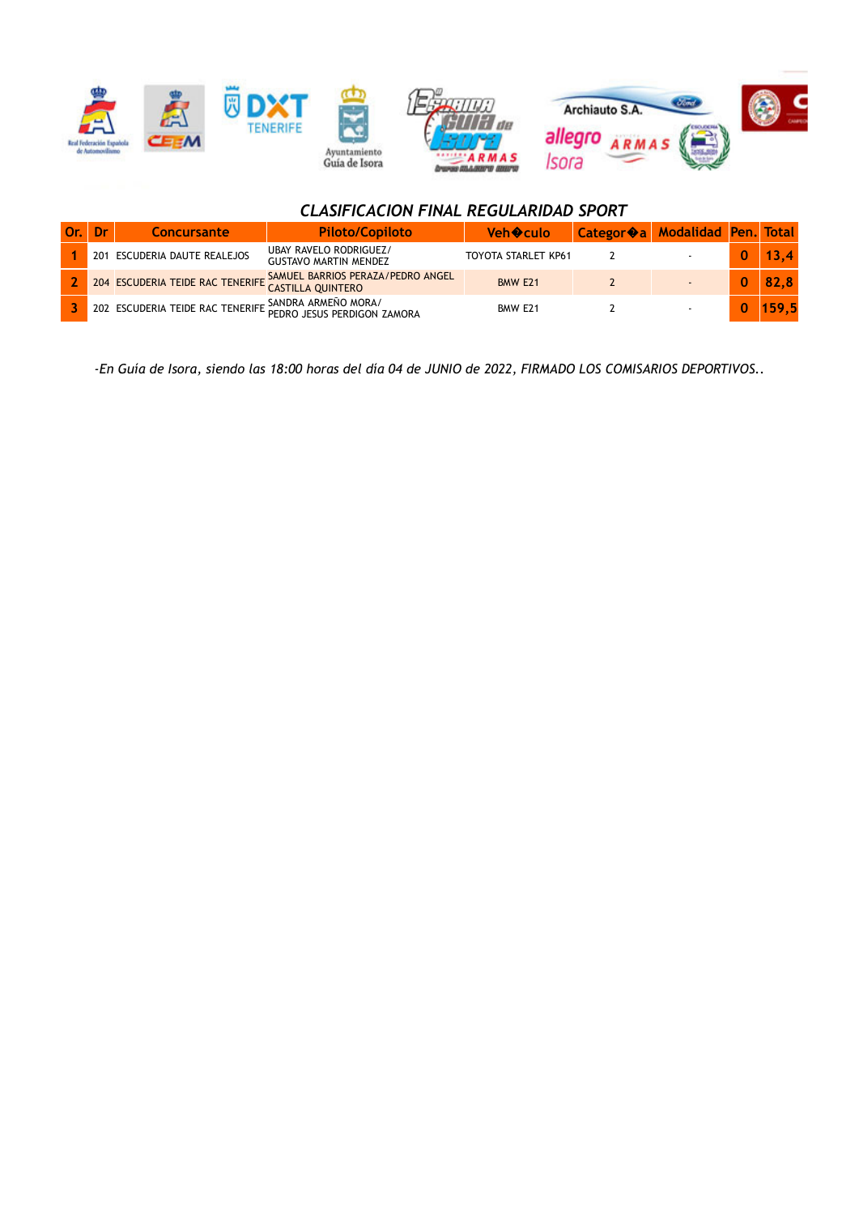## *CLASIFICACION FINAL REGULARIDAD SPORT*

| Or. | Dr | Concursante | Piloto/Copiloto | Veh�culo | Categor�a | Modalidad | Pen. | Total |
|---|---|---|---|---|---|---|---|---|
| 1 | 201 | ESCUDERIA DAUTE REALEJOS | UBAY RAVELO RODRIGUEZ/ GUSTAVO MARTIN MENDEZ | TOYOTA STARLET KP61 | 2 | - | 0 | 13,4 |
| 2 | 204 | ESCUDERIA TEIDE RAC TENERIFE | SAMUEL BARRIOS PERAZA/PEDRO ANGEL CASTILLA QUINTERO | BMW E21 | 2 | - | 0 | 82,8 |
| 3 | 202 | ESCUDERIA TEIDE RAC TENERIFE | SANDRA ARMEÑO MORA/ PEDRO JESUS PERDIGON ZAMORA | BMW E21 | 2 | - | 0 | 159,5 |

*-En Guía de Isora, siendo las 18:00 horas del día 04 de JUNIO de 2022, FIRMADO LOS COMISARIOS DEPORTIVOS..*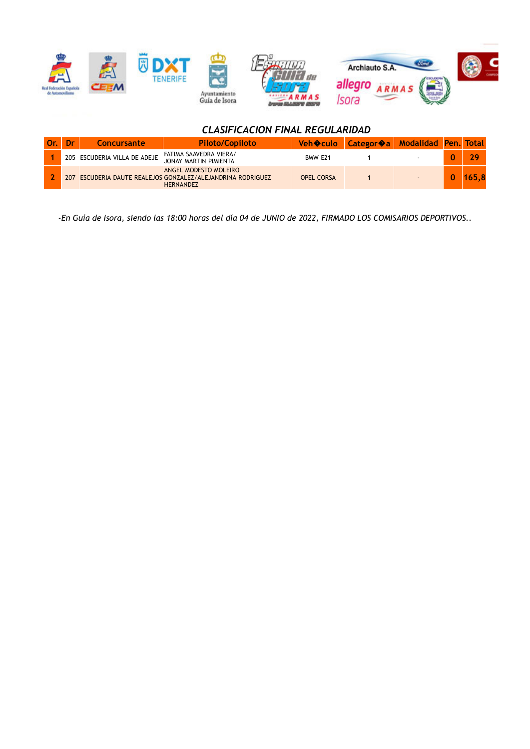## CLASIFICACION FINAL REGULARIDAD

| Or. | Dr | Concursante | Piloto/Copiloto | Veh�culo | Categor�a | Modalidad | Pen. | Total |
|---|---|---|---|---|---|---|---|---|
| 1 | 205 | ESCUDERIA VILLA DE ADEJE | FATIMA SAAVEDRA VIERA/ JONAY MARTIN PIMIENTA | BMW E21 | 1 | - | 0 | 29 |
| 2 | 207 | ESCUDERIA DAUTE REALEJOS | ANGEL MODESTO MOLEIRO GONZALEZ/ALEJANDRINA RODRIGUEZ HERNANDEZ | OPEL CORSA | 1 | - | 0 | 165,8 |

*-En Guía de Isora, siendo las 18:00 horas del día 04 de JUNIO de 2022, FIRMADO LOS COMISARIOS DEPORTIVOS..*